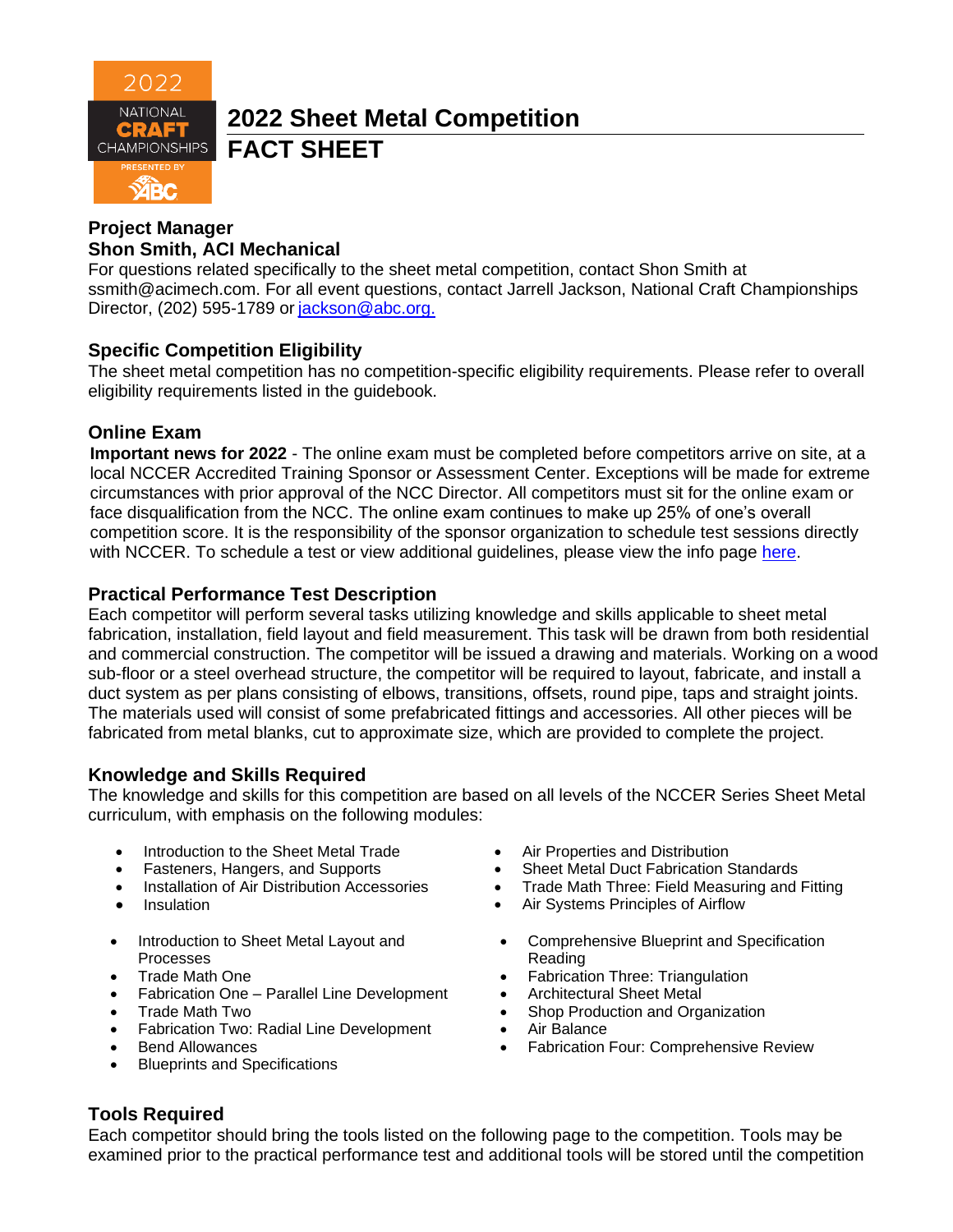# 2022 Sheet Metal Competition

# FACT SHEET

**Project Manager**
**Shon Smith, ACI Mechanical**

For questions related specifically to the sheet metal competition, contact Shon Smith at ssmith@acimech.com. For all event questions, contact Jarrell Jackson, National Craft Championships Director, (202) 595-1789 or jackson@abc.org.

## Specific Competition Eligibility

The sheet metal competition has no competition-specific eligibility requirements. Please refer to overall eligibility requirements listed in the guidebook.

## Online Exam

**Important news for 2022** - The online exam must be completed before competitors arrive on site, at a local NCCER Accredited Training Sponsor or Assessment Center. Exceptions will be made for extreme circumstances with prior approval of the NCC Director. All competitors must sit for the online exam or face disqualification from the NCC. The online exam continues to make up 25% of one's overall competition score. It is the responsibility of the sponsor organization to schedule test sessions directly with NCCER. To schedule a test or view additional guidelines, please view the info page here.

## Practical Performance Test Description

Each competitor will perform several tasks utilizing knowledge and skills applicable to sheet metal fabrication, installation, field layout and field measurement. This task will be drawn from both residential and commercial construction. The competitor will be issued a drawing and materials. Working on a wood sub-floor or a steel overhead structure, the competitor will be required to layout, fabricate, and install a duct system as per plans consisting of elbows, transitions, offsets, round pipe, taps and straight joints. The materials used will consist of some prefabricated fittings and accessories. All other pieces will be fabricated from metal blanks, cut to approximate size, which are provided to complete the project.

## Knowledge and Skills Required

The knowledge and skills for this competition are based on all levels of the NCCER Series Sheet Metal curriculum, with emphasis on the following modules:

- Introduction to the Sheet Metal Trade
- Fasteners, Hangers, and Supports
- Installation of Air Distribution Accessories
- Insulation
- Air Properties and Distribution
- Sheet Metal Duct Fabrication Standards
- Trade Math Three: Field Measuring and Fitting
- Air Systems Principles of Airflow

- Introduction to Sheet Metal Layout and Processes
- Trade Math One
- Fabrication One – Parallel Line Development
- Trade Math Two
- Fabrication Two: Radial Line Development
- Bend Allowances
- Blueprints and Specifications
- Comprehensive Blueprint and Specification Reading
- Fabrication Three: Triangulation
- Architectural Sheet Metal
- Shop Production and Organization
- Air Balance
- Fabrication Four: Comprehensive Review

## Tools Required

Each competitor should bring the tools listed on the following page to the competition. Tools may be examined prior to the practical performance test and additional tools will be stored until the competition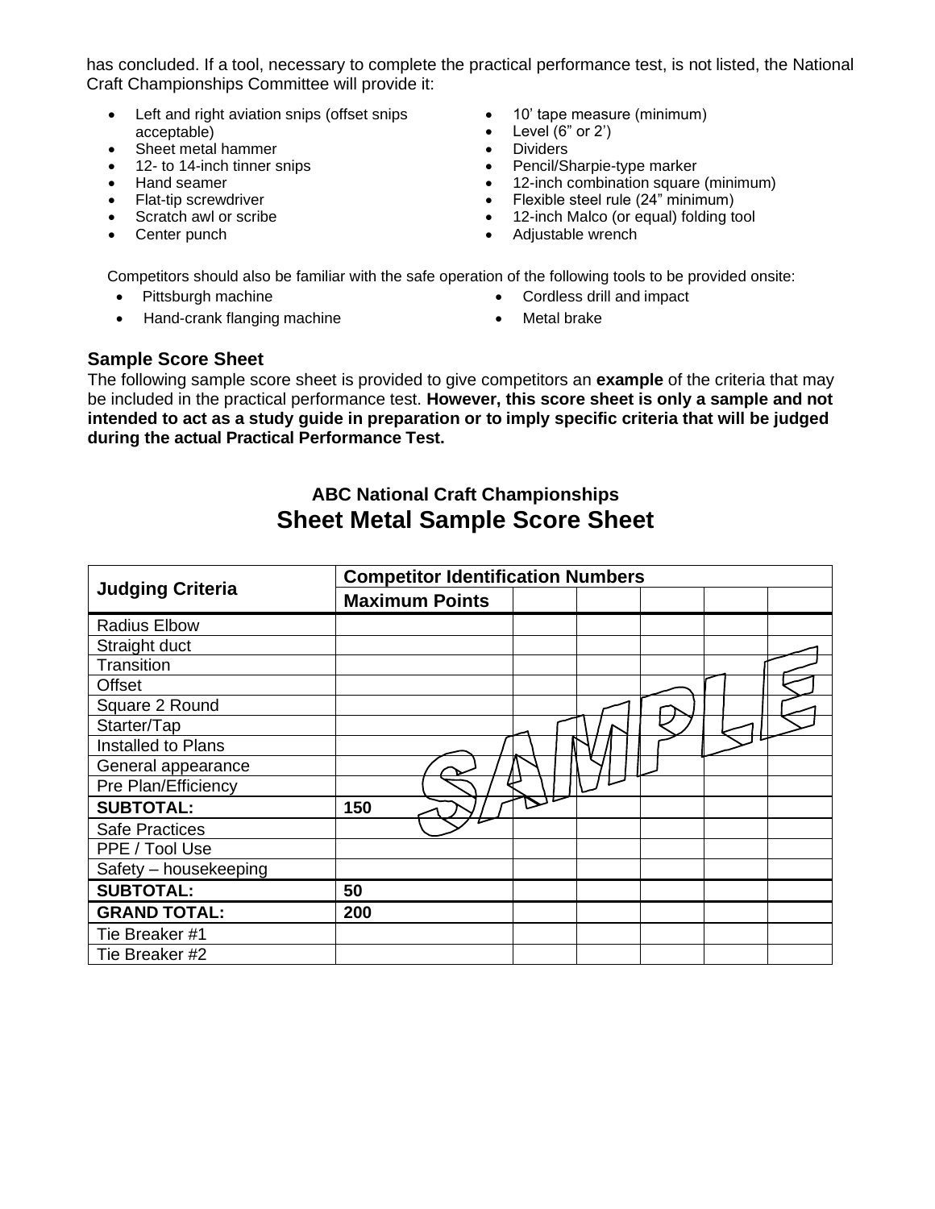has concluded. If a tool, necessary to complete the practical performance test, is not listed, the National Craft Championships Committee will provide it:

- Left and right aviation snips (offset snips acceptable)
- Sheet metal hammer
- 12- to 14-inch tinner snips
- Hand seamer
- Flat-tip screwdriver
- Scratch awl or scribe
- Center punch
- 10' tape measure (minimum)
- Level (6" or 2')
- Dividers
- Pencil/Sharpie-type marker
- 12-inch combination square (minimum)
- Flexible steel rule (24" minimum)
- 12-inch Malco (or equal) folding tool
- Adjustable wrench

Competitors should also be familiar with the safe operation of the following tools to be provided onsite:

- Pittsburgh machine
- Hand-crank flanging machine
- Cordless drill and impact
- Metal brake

## Sample Score Sheet

The following sample score sheet is provided to give competitors an **example** of the criteria that may be included in the practical performance test. **However, this score sheet is only a sample and not intended to act as a study guide in preparation or to imply specific criteria that will be judged during the actual Practical Performance Test.**

### ABC National Craft Championships

## Sheet Metal Sample Score Sheet

| Judging Criteria | Competitor Identification Numbers | | | | | |
|---|---|---|---|---|---|---|
| | **Maximum Points** | | | | | |
| Radius Elbow | | | | | | |
| Straight duct | | | | | | |
| Transition | | | | | | |
| Offset | | | | | | |
| Square 2 Round | | | | | | |
| Starter/Tap | | | | | | |
| Installed to Plans | | | | | | |
| General appearance | | | | | | |
| Pre Plan/Efficiency | | | | | | |
| **SUBTOTAL:** | **150** | | | | | |
| Safe Practices | | | | | | |
| PPE / Tool Use | | | | | | |
| Safety – housekeeping | | | | | | |
| **SUBTOTAL:** | **50** | | | | | |
| **GRAND TOTAL:** | **200** | | | | | |
| Tie Breaker #1 | | | | | | |
| Tie Breaker #2 | | | | | | |